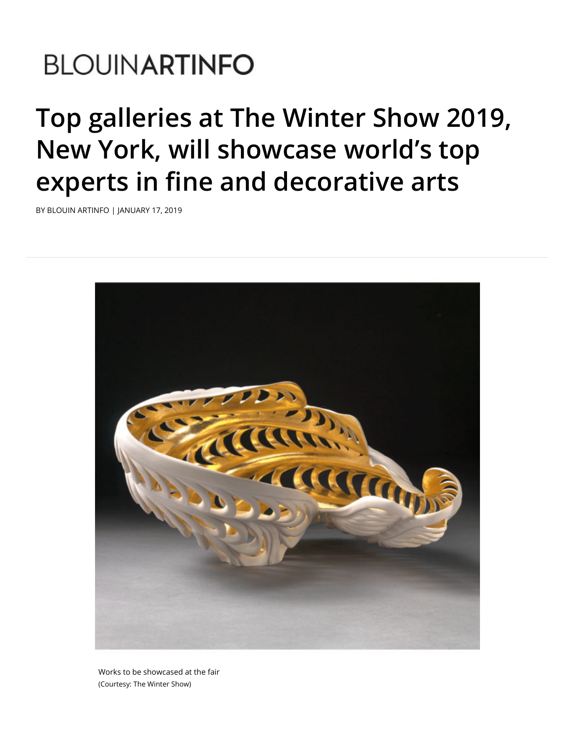BLOUINARTINFO

# Top galleries at The Winter Show 2019, New York, will showcase world's top experts in fine and decorative arts

BY BLOUIN ARTINFO | JANUARY 17, 2019

Works to be showcased at the fair
(Courtesy: The Winter Show)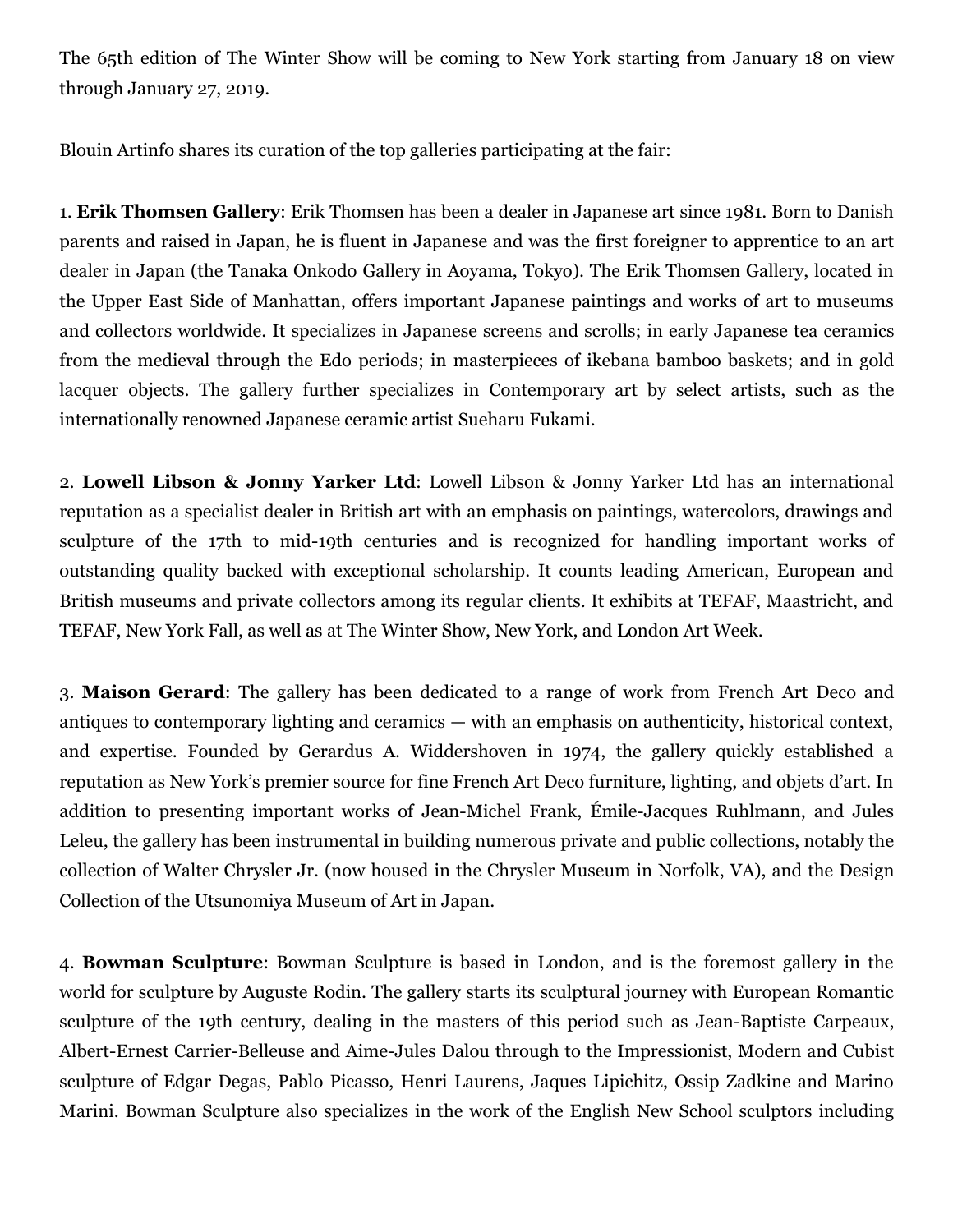The 65th edition of The Winter Show will be coming to New York starting from January 18 on view through January 27, 2019.

Blouin Artinfo shares its curation of the top galleries participating at the fair:

1. **Erik Thomsen Gallery**: Erik Thomsen has been a dealer in Japanese art since 1981. Born to Danish parents and raised in Japan, he is fluent in Japanese and was the first foreigner to apprentice to an art dealer in Japan (the Tanaka Onkodo Gallery in Aoyama, Tokyo). The Erik Thomsen Gallery, located in the Upper East Side of Manhattan, offers important Japanese paintings and works of art to museums and collectors worldwide. It specializes in Japanese screens and scrolls; in early Japanese tea ceramics from the medieval through the Edo periods; in masterpieces of ikebana bamboo baskets; and in gold lacquer objects. The gallery further specializes in Contemporary art by select artists, such as the internationally renowned Japanese ceramic artist Sueharu Fukami.

2. **Lowell Libson & Jonny Yarker Ltd**: Lowell Libson & Jonny Yarker Ltd has an international reputation as a specialist dealer in British art with an emphasis on paintings, watercolors, drawings and sculpture of the 17th to mid-19th centuries and is recognized for handling important works of outstanding quality backed with exceptional scholarship. It counts leading American, European and British museums and private collectors among its regular clients. It exhibits at TEFAF, Maastricht, and TEFAF, New York Fall, as well as at The Winter Show, New York, and London Art Week.

3. **Maison Gerard**: The gallery has been dedicated to a range of work from French Art Deco and antiques to contemporary lighting and ceramics — with an emphasis on authenticity, historical context, and expertise. Founded by Gerardus A. Widdershoven in 1974, the gallery quickly established a reputation as New York's premier source for fine French Art Deco furniture, lighting, and objets d'art. In addition to presenting important works of Jean-Michel Frank, Émile-Jacques Ruhlmann, and Jules Leleu, the gallery has been instrumental in building numerous private and public collections, notably the collection of Walter Chrysler Jr. (now housed in the Chrysler Museum in Norfolk, VA), and the Design Collection of the Utsunomiya Museum of Art in Japan.

4. **Bowman Sculpture**: Bowman Sculpture is based in London, and is the foremost gallery in the world for sculpture by Auguste Rodin. The gallery starts its sculptural journey with European Romantic sculpture of the 19th century, dealing in the masters of this period such as Jean-Baptiste Carpeaux, Albert-Ernest Carrier-Belleuse and Aime-Jules Dalou through to the Impressionist, Modern and Cubist sculpture of Edgar Degas, Pablo Picasso, Henri Laurens, Jaques Lipichitz, Ossip Zadkine and Marino Marini. Bowman Sculpture also specializes in the work of the English New School sculptors including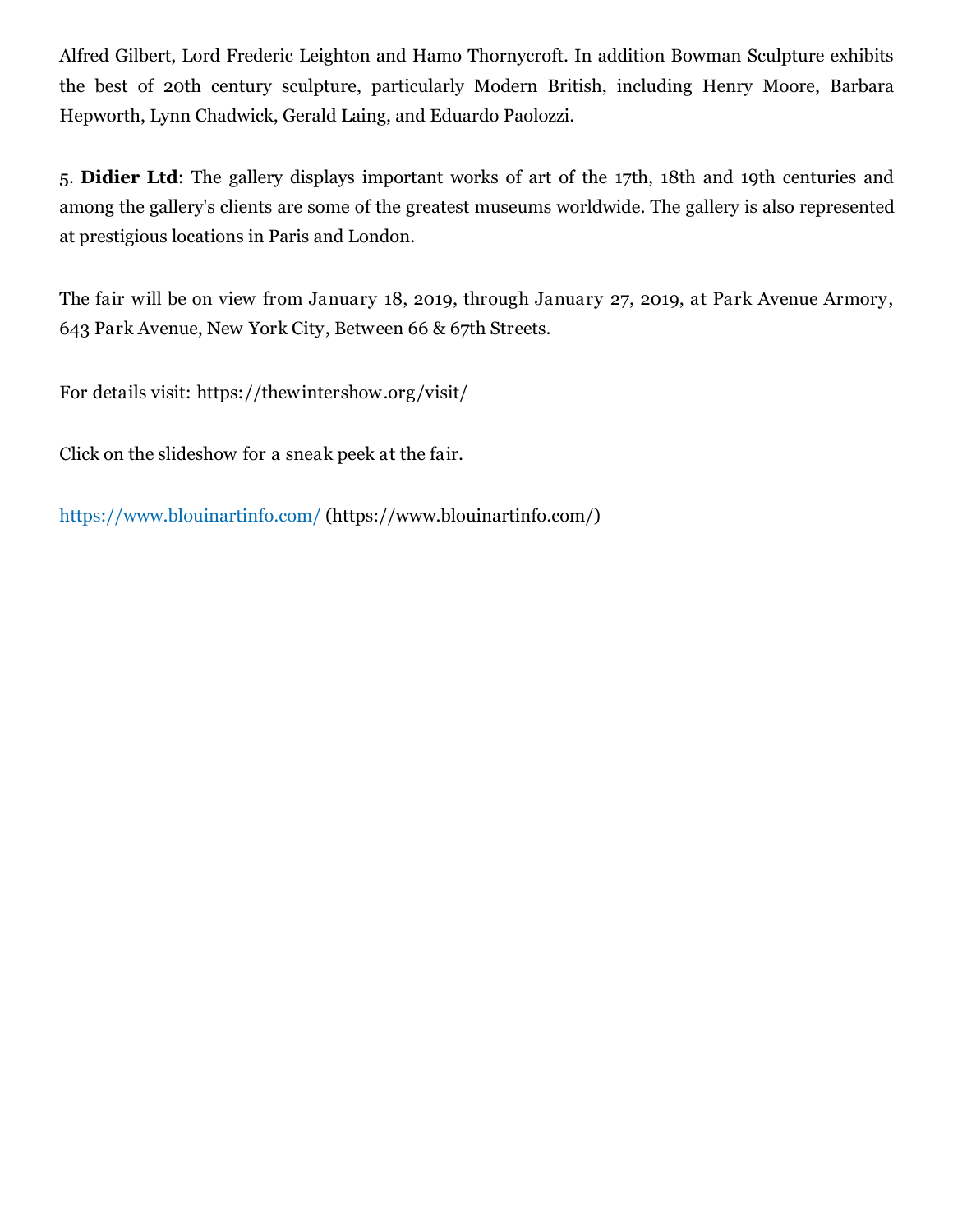Alfred Gilbert, Lord Frederic Leighton and Hamo Thornycroft. In addition Bowman Sculpture exhibits the best of 20th century sculpture, particularly Modern British, including Henry Moore, Barbara Hepworth, Lynn Chadwick, Gerald Laing, and Eduardo Paolozzi.

5. **Didier Ltd**: The gallery displays important works of art of the 17th, 18th and 19th centuries and among the gallery's clients are some of the greatest museums worldwide. The gallery is also represented at prestigious locations in Paris and London.

The fair will be on view from January 18, 2019, through January 27, 2019, at Park Avenue Armory, 643 Park Avenue, New York City, Between 66 & 67th Streets.

For details visit: https://thewintershow.org/visit/

Click on the slideshow for a sneak peek at the fair.

[https://www.blouinartinfo.com/](https://www.blouinartinfo.com/) (https://www.blouinartinfo.com/)